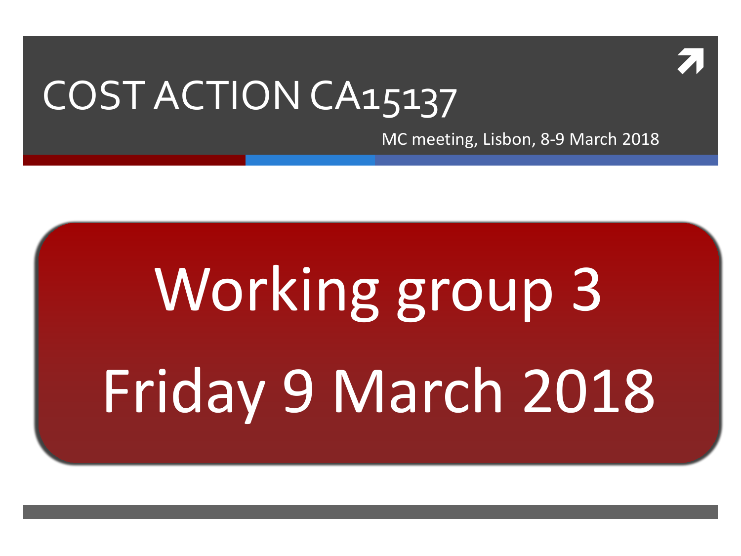# COST ACTION CA15137

MC meeting, Lisbon, 8-9 March 2018

## Working group 3

## Friday 9 March 2018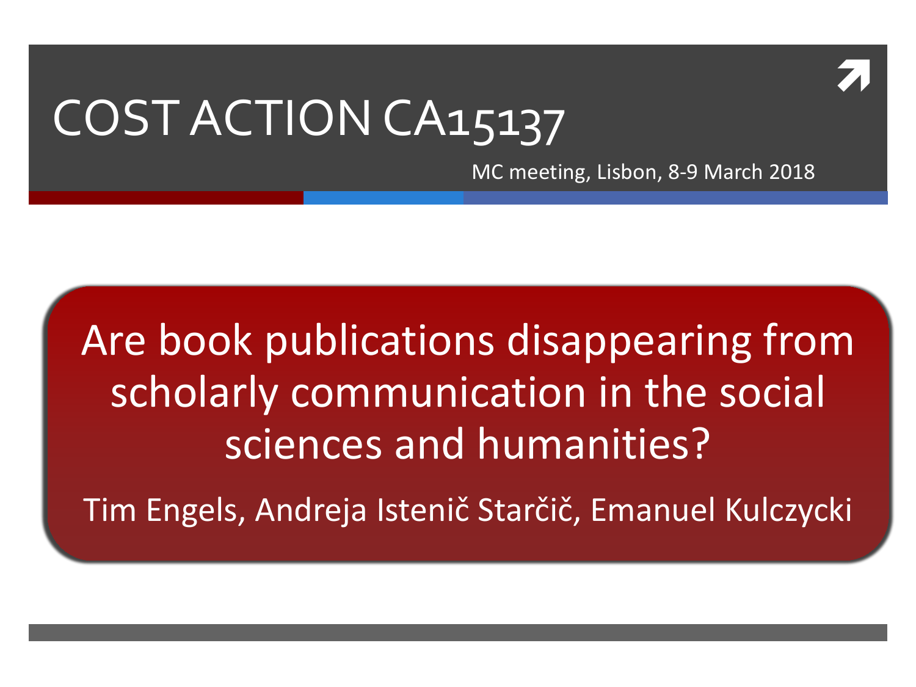# COST ACTION CA15137

MC meeting, Lisbon, 8-9 March 2018

## Are book publications disappearing from scholarly communication in the social sciences and humanities?

Tim Engels, Andreja Istenič Starčič, Emanuel Kulczycki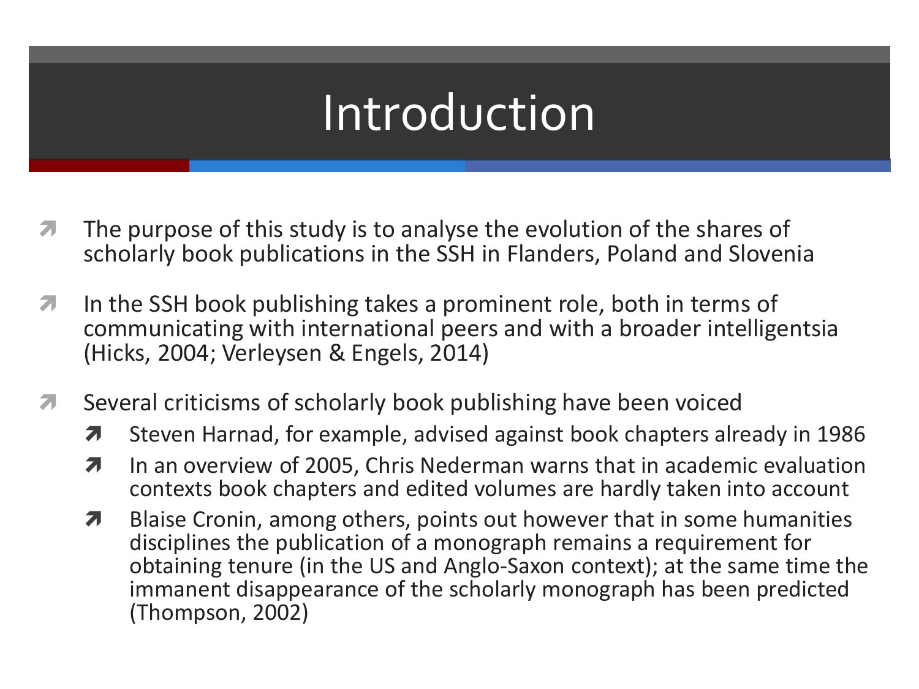# Introduction

- The purpose of this study is to analyse the evolution of the shares of scholarly book publications in the SSH in Flanders, Poland and Slovenia
- In the SSH book publishing takes a prominent role, both in terms of communicating with international peers and with a broader intelligentsia (Hicks, 2004; Verleysen & Engels, 2014)
- Several criticisms of scholarly book publishing have been voiced
  - Steven Harnad, for example, advised against book chapters already in 1986
  - In an overview of 2005, Chris Nederman warns that in academic evaluation contexts book chapters and edited volumes are hardly taken into account
  - Blaise Cronin, among others, points out however that in some humanities disciplines the publication of a monograph remains a requirement for obtaining tenure (in the US and Anglo-Saxon context); at the same time the immanent disappearance of the scholarly monograph has been predicted (Thompson, 2002)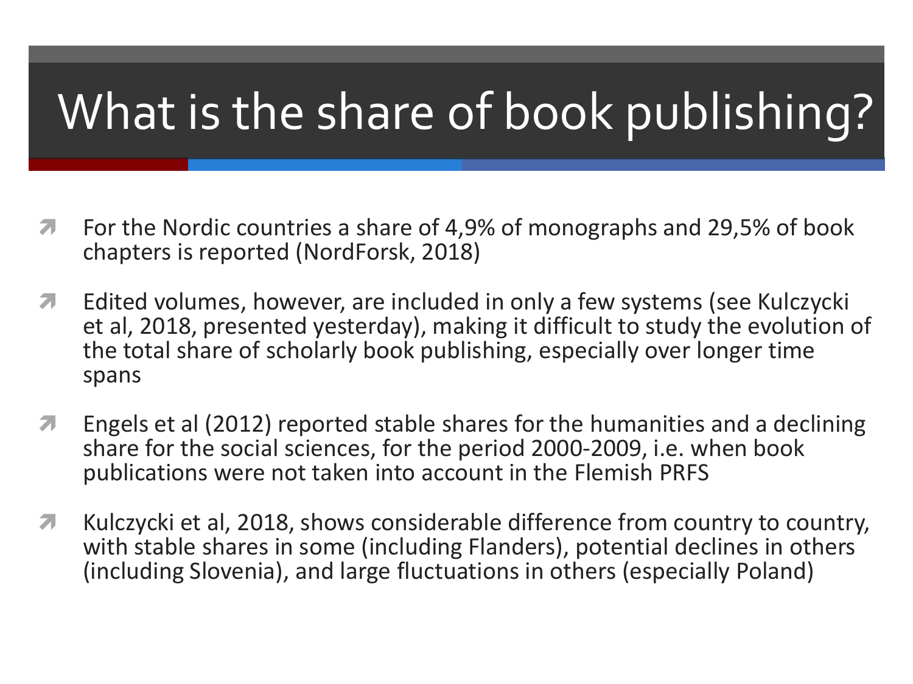# What is the share of book publishing?

- For the Nordic countries a share of 4,9% of monographs and 29,5% of book chapters is reported (NordForsk, 2018)
- Edited volumes, however, are included in only a few systems (see Kulczycki et al, 2018, presented yesterday), making it difficult to study the evolution of the total share of scholarly book publishing, especially over longer time spans
- Engels et al (2012) reported stable shares for the humanities and a declining share for the social sciences, for the period 2000-2009, i.e. when book publications were not taken into account in the Flemish PRFS
- Kulczycki et al, 2018, shows considerable difference from country to country, with stable shares in some (including Flanders), potential declines in others (including Slovenia), and large fluctuations in others (especially Poland)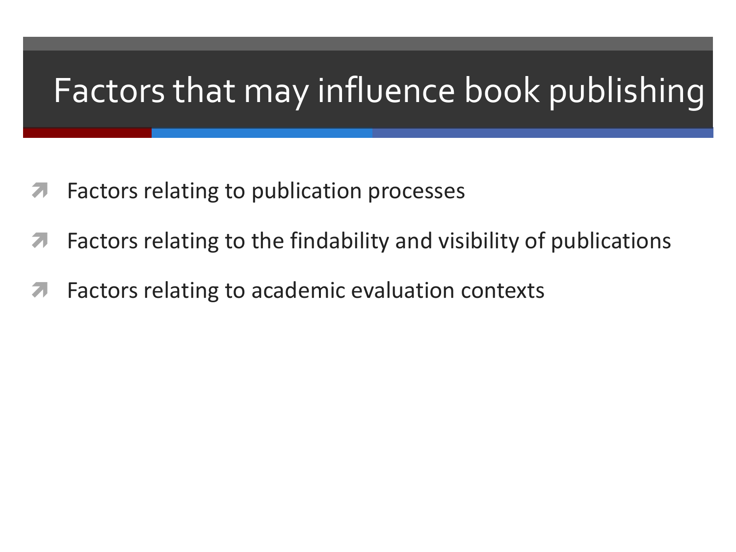# Factors that may influence book publishing

- Factors relating to publication processes
- Factors relating to the findability and visibility of publications
- Factors relating to academic evaluation contexts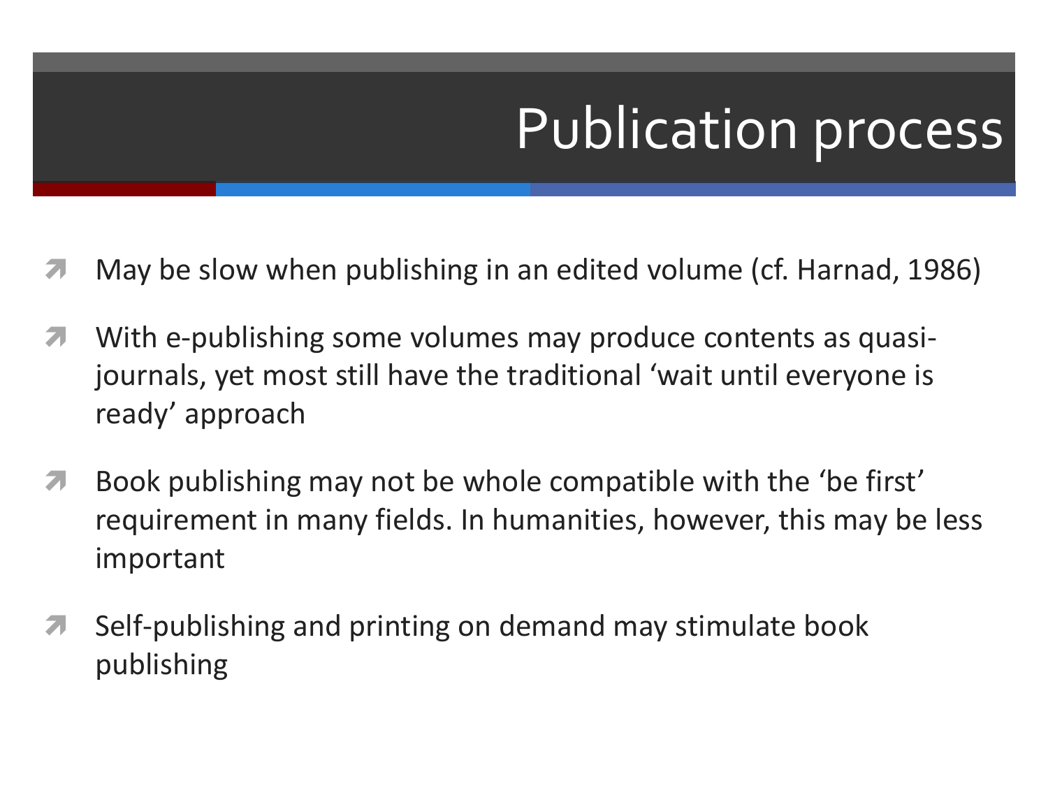# Publication process

- May be slow when publishing in an edited volume (cf. Harnad, 1986)
- With e-publishing some volumes may produce contents as quasi-journals, yet most still have the traditional 'wait until everyone is ready' approach
- Book publishing may not be whole compatible with the 'be first' requirement in many fields. In humanities, however, this may be less important
- Self-publishing and printing on demand may stimulate book publishing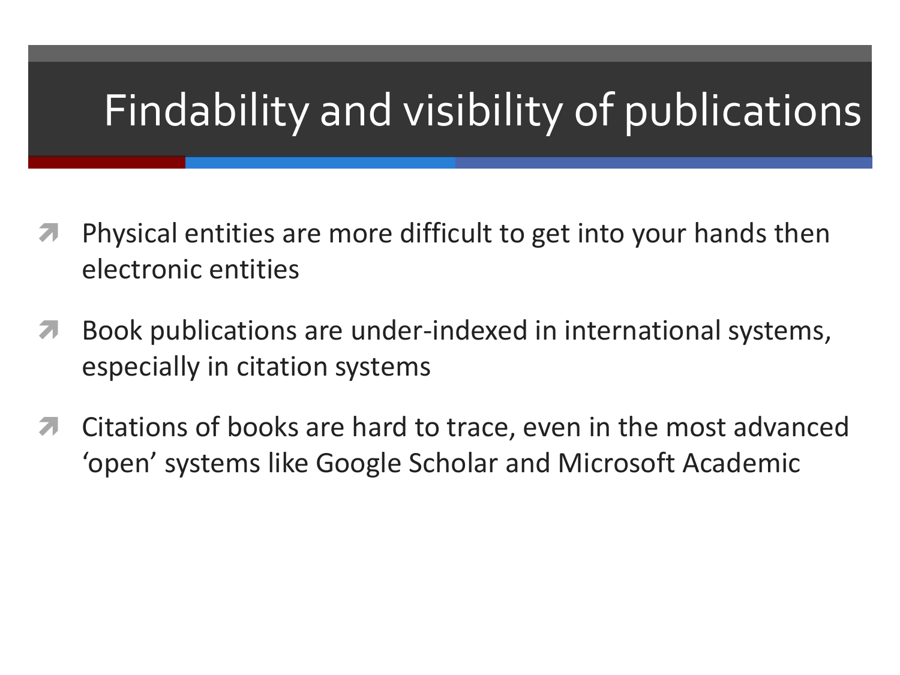# Findability and visibility of publications

- Physical entities are more difficult to get into your hands then electronic entities
- Book publications are under-indexed in international systems, especially in citation systems
- Citations of books are hard to trace, even in the most advanced ‘open’ systems like Google Scholar and Microsoft Academic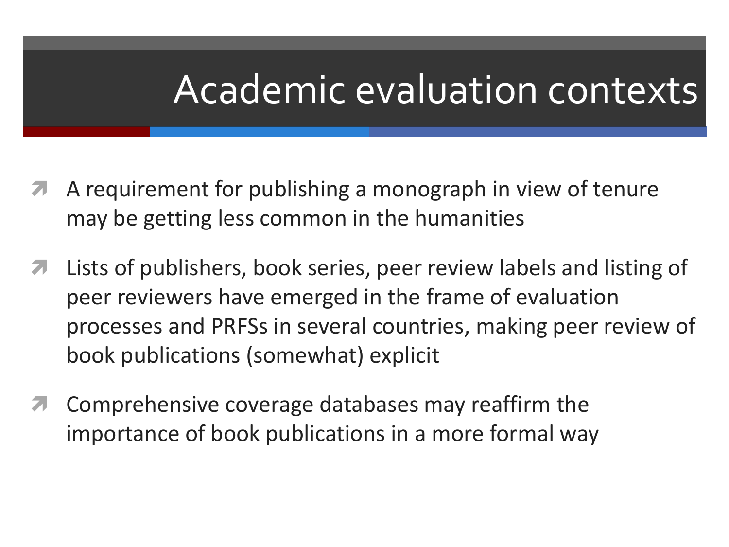# Academic evaluation contexts

- A requirement for publishing a monograph in view of tenure may be getting less common in the humanities
- Lists of publishers, book series, peer review labels and listing of peer reviewers have emerged in the frame of evaluation processes and PRFSs in several countries, making peer review of book publications (somewhat) explicit
- Comprehensive coverage databases may reaffirm the importance of book publications in a more formal way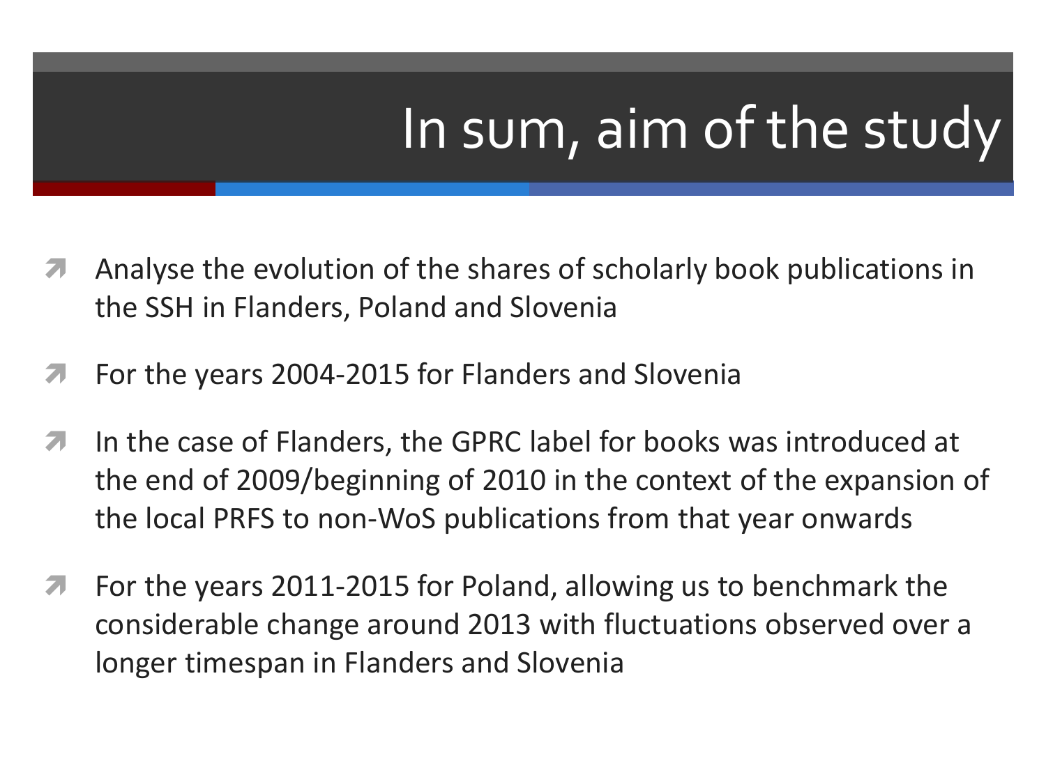# In sum, aim of the study

- Analyse the evolution of the shares of scholarly book publications in the SSH in Flanders, Poland and Slovenia
- For the years 2004-2015 for Flanders and Slovenia
- In the case of Flanders, the GPRC label for books was introduced at the end of 2009/beginning of 2010 in the context of the expansion of the local PRFS to non-WoS publications from that year onwards
- For the years 2011-2015 for Poland, allowing us to benchmark the considerable change around 2013 with fluctuations observed over a longer timespan in Flanders and Slovenia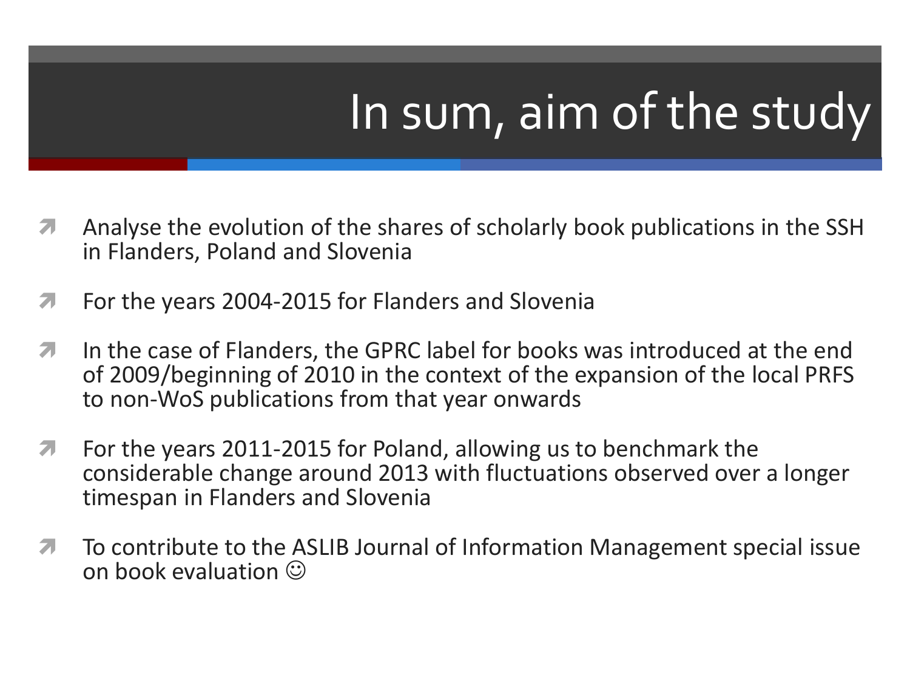# In sum, aim of the study

- Analyse the evolution of the shares of scholarly book publications in the SSH in Flanders, Poland and Slovenia
- For the years 2004-2015 for Flanders and Slovenia
- In the case of Flanders, the GPRC label for books was introduced at the end of 2009/beginning of 2010 in the context of the expansion of the local PRFS to non-WoS publications from that year onwards
- For the years 2011-2015 for Poland, allowing us to benchmark the considerable change around 2013 with fluctuations observed over a longer timespan in Flanders and Slovenia
- To contribute to the ASLIB Journal of Information Management special issue on book evaluation ☺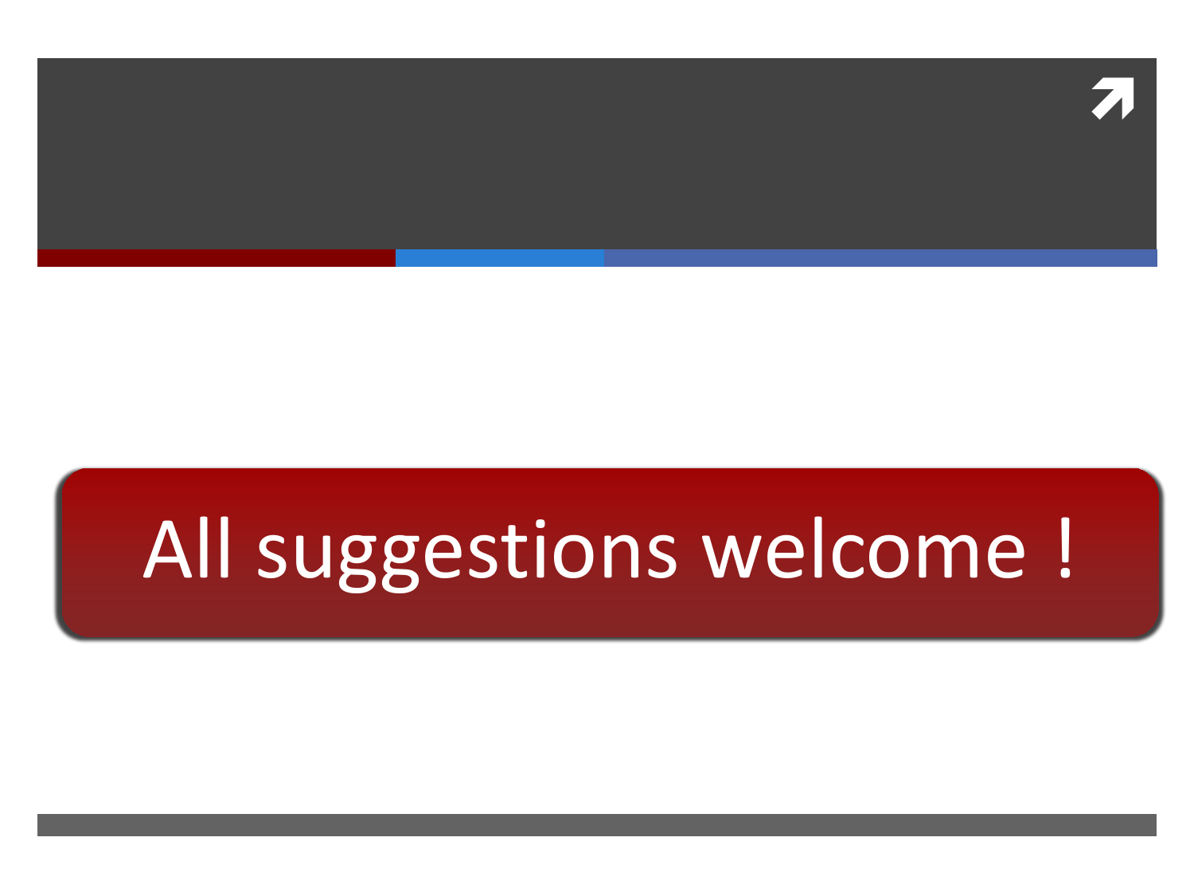All suggestions welcome !